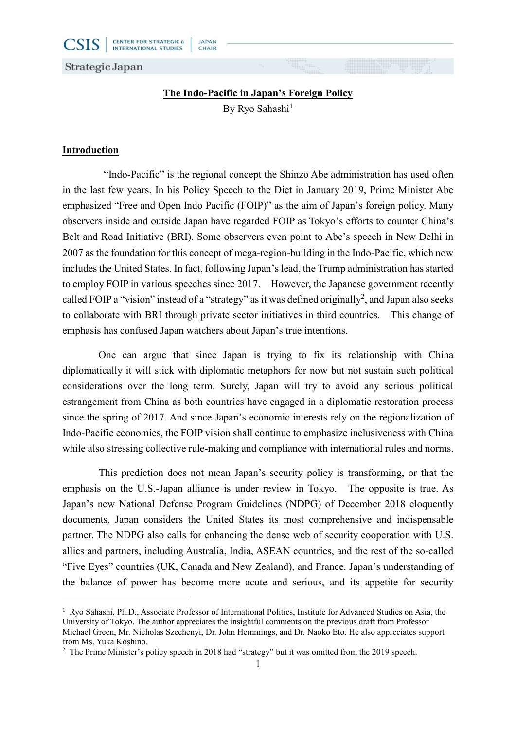# The Indo-Pacific in Japan's Foreign Policy

By Ryo Sahashi[1]

## Introduction

"Indo-Pacific" is the regional concept the Shinzo Abe administration has used often in the last few years. In his Policy Speech to the Diet in January 2019, Prime Minister Abe emphasized "Free and Open Indo Pacific (FOIP)" as the aim of Japan's foreign policy. Many observers inside and outside Japan have regarded FOIP as Tokyo's efforts to counter China's Belt and Road Initiative (BRI). Some observers even point to Abe's speech in New Delhi in 2007 as the foundation for this concept of mega-region-building in the Indo-Pacific, which now includes the United States. In fact, following Japan's lead, the Trump administration has started to employ FOIP in various speeches since 2017. However, the Japanese government recently called FOIP a "vision" instead of a "strategy" as it was defined originally[2], and Japan also seeks to collaborate with BRI through private sector initiatives in third countries. This change of emphasis has confused Japan watchers about Japan's true intentions.

One can argue that since Japan is trying to fix its relationship with China diplomatically it will stick with diplomatic metaphors for now but not sustain such political considerations over the long term. Surely, Japan will try to avoid any serious political estrangement from China as both countries have engaged in a diplomatic restoration process since the spring of 2017. And since Japan's economic interests rely on the regionalization of Indo-Pacific economies, the FOIP vision shall continue to emphasize inclusiveness with China while also stressing collective rule-making and compliance with international rules and norms.

This prediction does not mean Japan's security policy is transforming, or that the emphasis on the U.S.-Japan alliance is under review in Tokyo. The opposite is true. As Japan's new National Defense Program Guidelines (NDPG) of December 2018 eloquently documents, Japan considers the United States its most comprehensive and indispensable partner. The NDPG also calls for enhancing the dense web of security cooperation with U.S. allies and partners, including Australia, India, ASEAN countries, and the rest of the so-called "Five Eyes" countries (UK, Canada and New Zealand), and France. Japan's understanding of the balance of power has become more acute and serious, and its appetite for security

---

[1] Ryo Sahashi, Ph.D., Associate Professor of International Politics, Institute for Advanced Studies on Asia, the University of Tokyo. The author appreciates the insightful comments on the previous draft from Professor Michael Green, Mr. Nicholas Szechenyi, Dr. John Hemmings, and Dr. Naoko Eto. He also appreciates support from Ms. Yuka Koshino.

[2] The Prime Minister's policy speech in 2018 had "strategy" but it was omitted from the 2019 speech.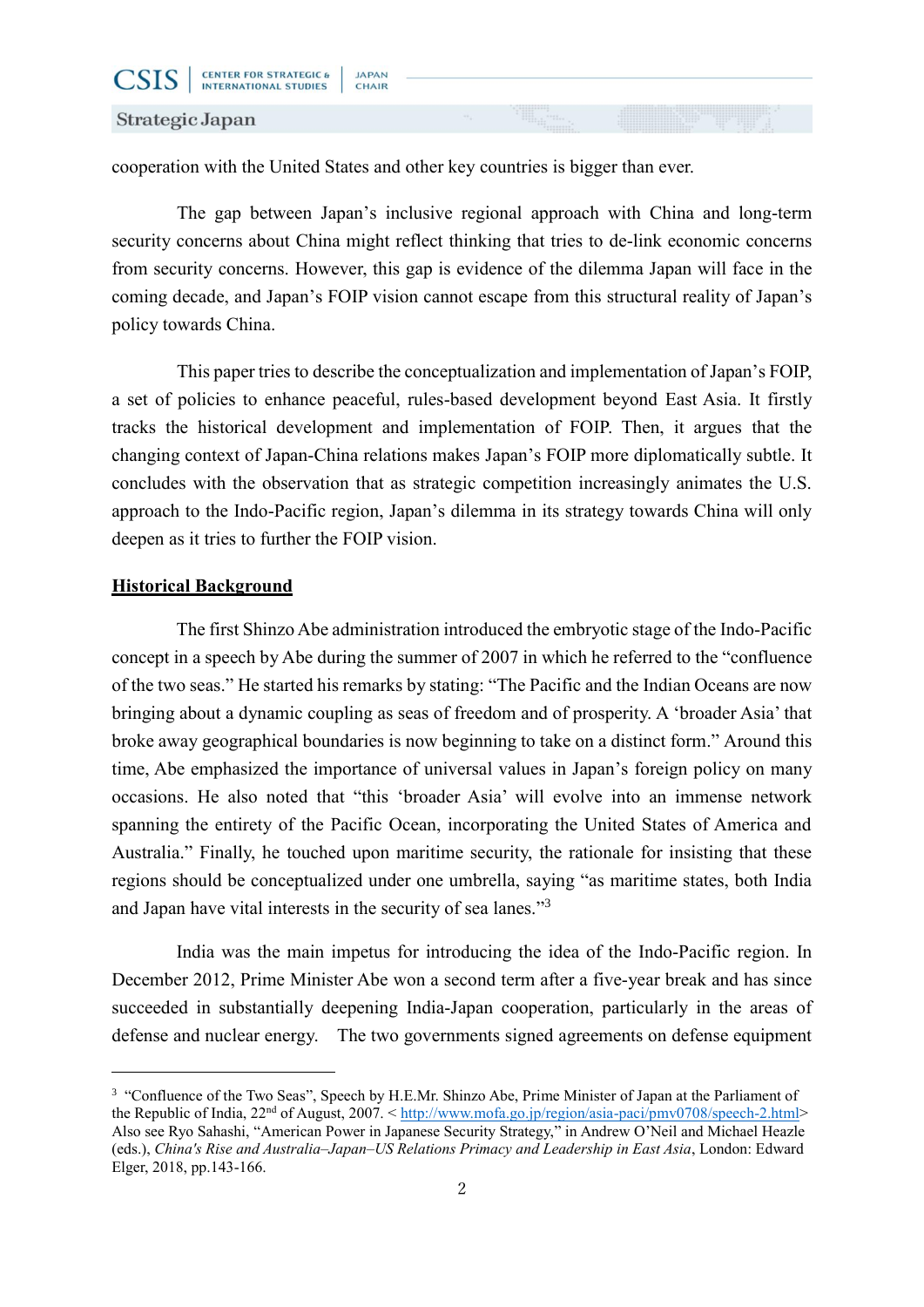cooperation with the United States and other key countries is bigger than ever.

The gap between Japan's inclusive regional approach with China and long-term security concerns about China might reflect thinking that tries to de-link economic concerns from security concerns. However, this gap is evidence of the dilemma Japan will face in the coming decade, and Japan's FOIP vision cannot escape from this structural reality of Japan's policy towards China.

This paper tries to describe the conceptualization and implementation of Japan's FOIP, a set of policies to enhance peaceful, rules-based development beyond East Asia. It firstly tracks the historical development and implementation of FOIP. Then, it argues that the changing context of Japan-China relations makes Japan's FOIP more diplomatically subtle. It concludes with the observation that as strategic competition increasingly animates the U.S. approach to the Indo-Pacific region, Japan's dilemma in its strategy towards China will only deepen as it tries to further the FOIP vision.

## Historical Background

The first Shinzo Abe administration introduced the embryotic stage of the Indo-Pacific concept in a speech by Abe during the summer of 2007 in which he referred to the "confluence of the two seas." He started his remarks by stating: "The Pacific and the Indian Oceans are now bringing about a dynamic coupling as seas of freedom and of prosperity. A 'broader Asia' that broke away geographical boundaries is now beginning to take on a distinct form." Around this time, Abe emphasized the importance of universal values in Japan's foreign policy on many occasions. He also noted that "this 'broader Asia' will evolve into an immense network spanning the entirety of the Pacific Ocean, incorporating the United States of America and Australia." Finally, he touched upon maritime security, the rationale for insisting that these regions should be conceptualized under one umbrella, saying "as maritime states, both India and Japan have vital interests in the security of sea lanes."[3]

India was the main impetus for introducing the idea of the Indo-Pacific region. In December 2012, Prime Minister Abe won a second term after a five-year break and has since succeeded in substantially deepening India-Japan cooperation, particularly in the areas of defense and nuclear energy. The two governments signed agreements on defense equipment

---

[3] "Confluence of the Two Seas", Speech by H.E.Mr. Shinzo Abe, Prime Minister of Japan at the Parliament of the Republic of India, 22nd of August, 2007. < http://www.mofa.go.jp/region/asia-paci/pmv0708/speech-2.html> Also see Ryo Sahashi, "American Power in Japanese Security Strategy," in Andrew O'Neil and Michael Heazle (eds.), *China's Rise and Australia–Japan–US Relations Primacy and Leadership in East Asia*, London: Edward Elger, 2018, pp.143-166.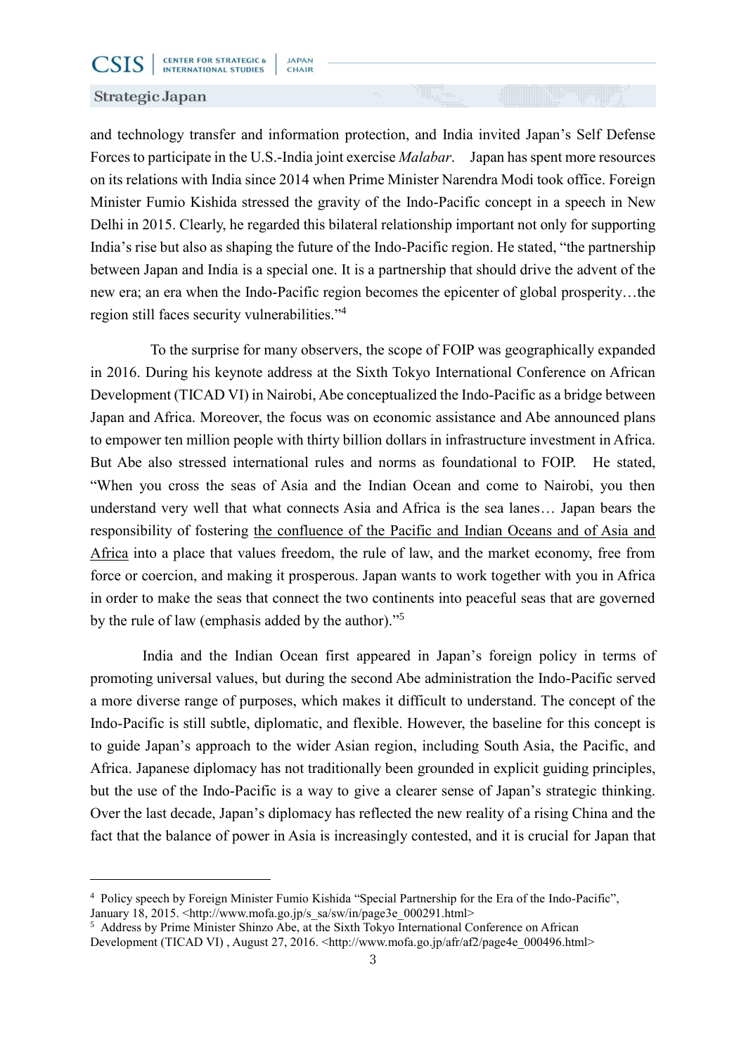and technology transfer and information protection, and India invited Japan's Self Defense Forces to participate in the U.S.-India joint exercise *Malabar*. Japan has spent more resources on its relations with India since 2014 when Prime Minister Narendra Modi took office. Foreign Minister Fumio Kishida stressed the gravity of the Indo-Pacific concept in a speech in New Delhi in 2015. Clearly, he regarded this bilateral relationship important not only for supporting India's rise but also as shaping the future of the Indo-Pacific region. He stated, "the partnership between Japan and India is a special one. It is a partnership that should drive the advent of the new era; an era when the Indo-Pacific region becomes the epicenter of global prosperity…the region still faces security vulnerabilities."[4]

To the surprise for many observers, the scope of FOIP was geographically expanded in 2016. During his keynote address at the Sixth Tokyo International Conference on African Development (TICAD VI) in Nairobi, Abe conceptualized the Indo-Pacific as a bridge between Japan and Africa. Moreover, the focus was on economic assistance and Abe announced plans to empower ten million people with thirty billion dollars in infrastructure investment in Africa. But Abe also stressed international rules and norms as foundational to FOIP. He stated, "When you cross the seas of Asia and the Indian Ocean and come to Nairobi, you then understand very well that what connects Asia and Africa is the sea lanes… Japan bears the responsibility of fostering <u>the confluence of the Pacific and Indian Oceans and of Asia and Africa</u> into a place that values freedom, the rule of law, and the market economy, free from force or coercion, and making it prosperous. Japan wants to work together with you in Africa in order to make the seas that connect the two continents into peaceful seas that are governed by the rule of law (emphasis added by the author)."[5]

India and the Indian Ocean first appeared in Japan's foreign policy in terms of promoting universal values, but during the second Abe administration the Indo-Pacific served a more diverse range of purposes, which makes it difficult to understand. The concept of the Indo-Pacific is still subtle, diplomatic, and flexible. However, the baseline for this concept is to guide Japan's approach to the wider Asian region, including South Asia, the Pacific, and Africa. Japanese diplomacy has not traditionally been grounded in explicit guiding principles, but the use of the Indo-Pacific is a way to give a clearer sense of Japan's strategic thinking. Over the last decade, Japan's diplomacy has reflected the new reality of a rising China and the fact that the balance of power in Asia is increasingly contested, and it is crucial for Japan that

---

[4] Policy speech by Foreign Minister Fumio Kishida "Special Partnership for the Era of the Indo-Pacific", January 18, 2015. <http://www.mofa.go.jp/s_sa/sw/in/page3e_000291.html>

[5] Address by Prime Minister Shinzo Abe, at the Sixth Tokyo International Conference on African Development (TICAD VI) , August 27, 2016. <http://www.mofa.go.jp/afr/af2/page4e_000496.html>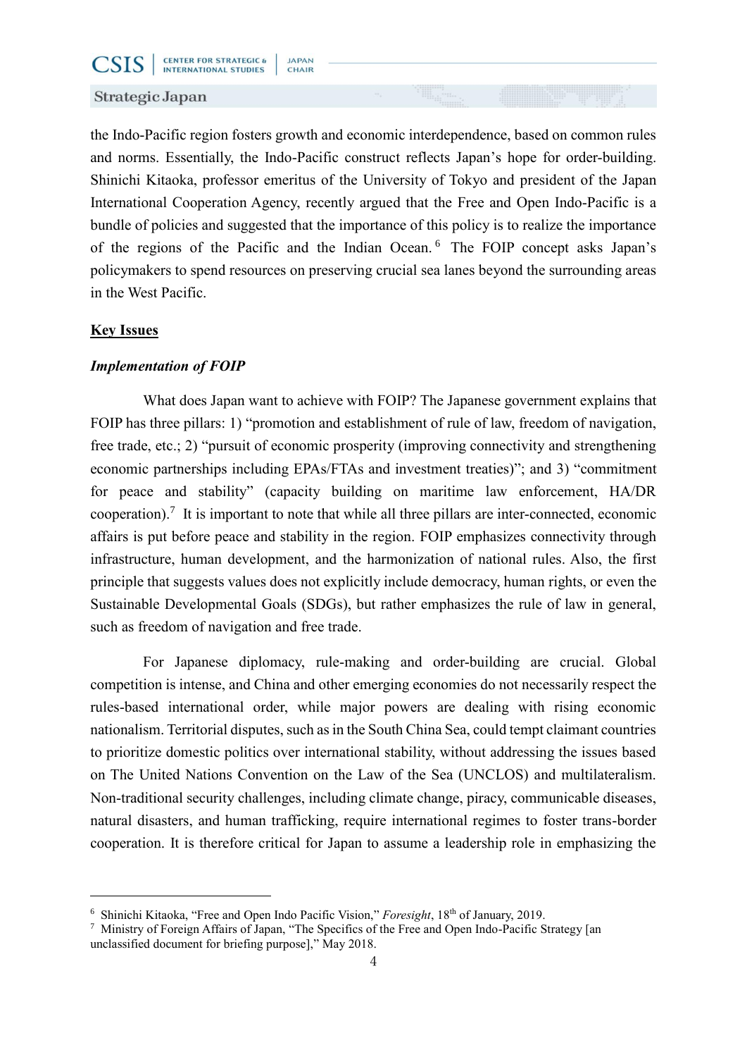the Indo-Pacific region fosters growth and economic interdependence, based on common rules and norms. Essentially, the Indo-Pacific construct reflects Japan's hope for order-building. Shinichi Kitaoka, professor emeritus of the University of Tokyo and president of the Japan International Cooperation Agency, recently argued that the Free and Open Indo-Pacific is a bundle of policies and suggested that the importance of this policy is to realize the importance of the regions of the Pacific and the Indian Ocean.[6] The FOIP concept asks Japan's policymakers to spend resources on preserving crucial sea lanes beyond the surrounding areas in the West Pacific.

## Key Issues

### *Implementation of FOIP*

What does Japan want to achieve with FOIP? The Japanese government explains that FOIP has three pillars: 1) "promotion and establishment of rule of law, freedom of navigation, free trade, etc.; 2) "pursuit of economic prosperity (improving connectivity and strengthening economic partnerships including EPAs/FTAs and investment treaties)"; and 3) "commitment for peace and stability" (capacity building on maritime law enforcement, HA/DR cooperation).[7] It is important to note that while all three pillars are inter-connected, economic affairs is put before peace and stability in the region. FOIP emphasizes connectivity through infrastructure, human development, and the harmonization of national rules. Also, the first principle that suggests values does not explicitly include democracy, human rights, or even the Sustainable Developmental Goals (SDGs), but rather emphasizes the rule of law in general, such as freedom of navigation and free trade.

For Japanese diplomacy, rule-making and order-building are crucial. Global competition is intense, and China and other emerging economies do not necessarily respect the rules-based international order, while major powers are dealing with rising economic nationalism. Territorial disputes, such as in the South China Sea, could tempt claimant countries to prioritize domestic politics over international stability, without addressing the issues based on The United Nations Convention on the Law of the Sea (UNCLOS) and multilateralism. Non-traditional security challenges, including climate change, piracy, communicable diseases, natural disasters, and human trafficking, require international regimes to foster trans-border cooperation. It is therefore critical for Japan to assume a leadership role in emphasizing the

---

[6] Shinichi Kitaoka, "Free and Open Indo Pacific Vision," *Foresight*, 18th of January, 2019.

[7] Ministry of Foreign Affairs of Japan, "The Specifics of the Free and Open Indo-Pacific Strategy [an unclassified document for briefing purpose]," May 2018.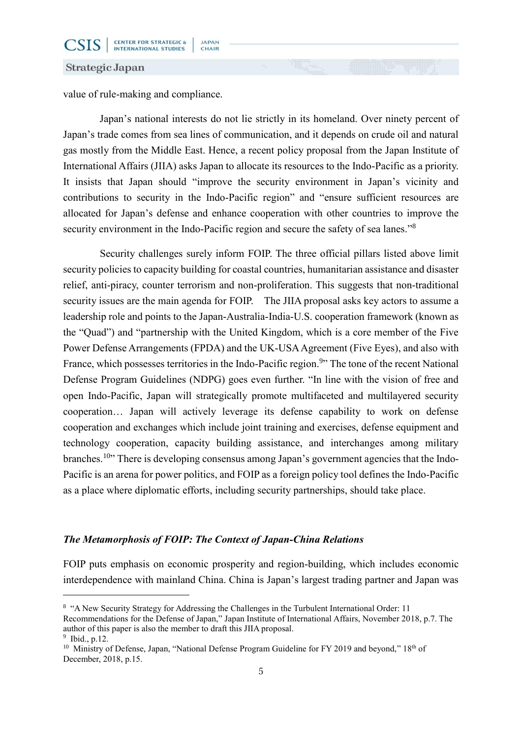value of rule-making and compliance.

Japan's national interests do not lie strictly in its homeland. Over ninety percent of Japan's trade comes from sea lines of communication, and it depends on crude oil and natural gas mostly from the Middle East. Hence, a recent policy proposal from the Japan Institute of International Affairs (JIIA) asks Japan to allocate its resources to the Indo-Pacific as a priority. It insists that Japan should "improve the security environment in Japan's vicinity and contributions to security in the Indo-Pacific region" and "ensure sufficient resources are allocated for Japan's defense and enhance cooperation with other countries to improve the security environment in the Indo-Pacific region and secure the safety of sea lanes."[8]

Security challenges surely inform FOIP. The three official pillars listed above limit security policies to capacity building for coastal countries, humanitarian assistance and disaster relief, anti-piracy, counter terrorism and non-proliferation. This suggests that non-traditional security issues are the main agenda for FOIP. The JIIA proposal asks key actors to assume a leadership role and points to the Japan-Australia-India-U.S. cooperation framework (known as the "Quad") and "partnership with the United Kingdom, which is a core member of the Five Power Defense Arrangements (FPDA) and the UK-USA Agreement (Five Eyes), and also with France, which possesses territories in the Indo-Pacific region.[9]" The tone of the recent National Defense Program Guidelines (NDPG) goes even further. "In line with the vision of free and open Indo-Pacific, Japan will strategically promote multifaceted and multilayered security cooperation… Japan will actively leverage its defense capability to work on defense cooperation and exchanges which include joint training and exercises, defense equipment and technology cooperation, capacity building assistance, and interchanges among military branches.[10]" There is developing consensus among Japan's government agencies that the Indo-Pacific is an arena for power politics, and FOIP as a foreign policy tool defines the Indo-Pacific as a place where diplomatic efforts, including security partnerships, should take place.

### *The Metamorphosis of FOIP: The Context of Japan-China Relations*

FOIP puts emphasis on economic prosperity and region-building, which includes economic interdependence with mainland China. China is Japan's largest trading partner and Japan was

---

[8] "A New Security Strategy for Addressing the Challenges in the Turbulent International Order: 11 Recommendations for the Defense of Japan," Japan Institute of International Affairs, November 2018, p.7. The author of this paper is also the member to draft this JIIA proposal.

[9] Ibid., p.12.

[10] Ministry of Defense, Japan, "National Defense Program Guideline for FY 2019 and beyond," 18th of December, 2018, p.15.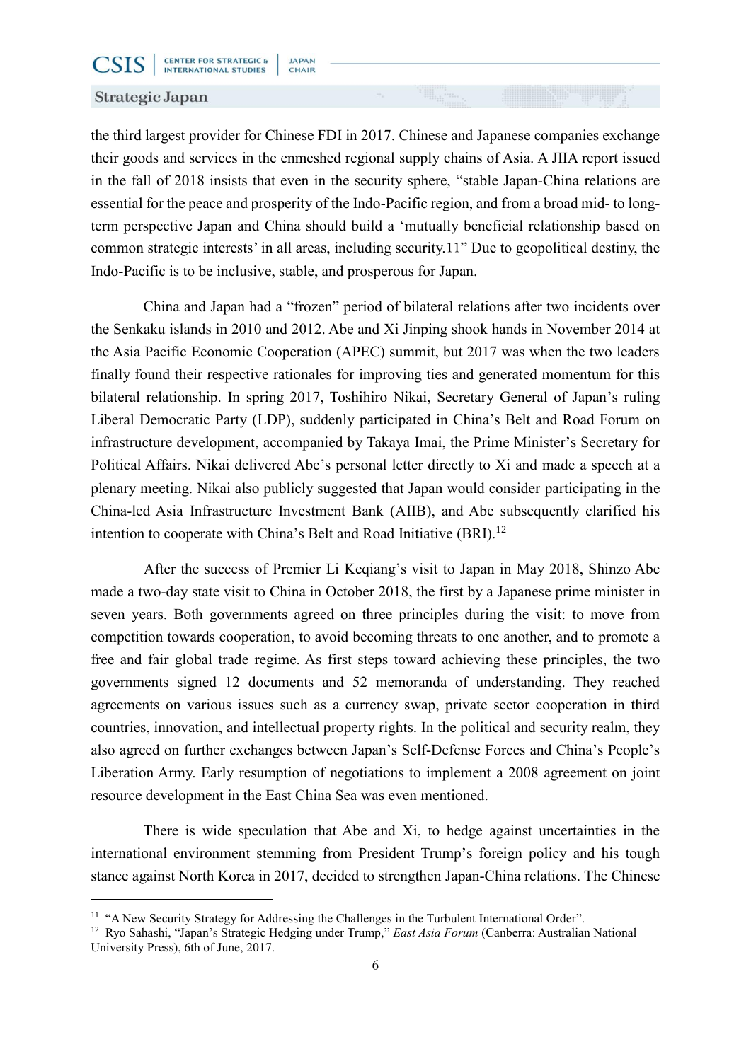the third largest provider for Chinese FDI in 2017. Chinese and Japanese companies exchange their goods and services in the enmeshed regional supply chains of Asia. A JIIA report issued in the fall of 2018 insists that even in the security sphere, "stable Japan-China relations are essential for the peace and prosperity of the Indo-Pacific region, and from a broad mid- to long-term perspective Japan and China should build a 'mutually beneficial relationship based on common strategic interests' in all areas, including security.11" Due to geopolitical destiny, the Indo-Pacific is to be inclusive, stable, and prosperous for Japan.

China and Japan had a "frozen" period of bilateral relations after two incidents over the Senkaku islands in 2010 and 2012. Abe and Xi Jinping shook hands in November 2014 at the Asia Pacific Economic Cooperation (APEC) summit, but 2017 was when the two leaders finally found their respective rationales for improving ties and generated momentum for this bilateral relationship. In spring 2017, Toshihiro Nikai, Secretary General of Japan's ruling Liberal Democratic Party (LDP), suddenly participated in China's Belt and Road Forum on infrastructure development, accompanied by Takaya Imai, the Prime Minister's Secretary for Political Affairs. Nikai delivered Abe's personal letter directly to Xi and made a speech at a plenary meeting. Nikai also publicly suggested that Japan would consider participating in the China-led Asia Infrastructure Investment Bank (AIIB), and Abe subsequently clarified his intention to cooperate with China's Belt and Road Initiative (BRI).[12]

After the success of Premier Li Keqiang's visit to Japan in May 2018, Shinzo Abe made a two-day state visit to China in October 2018, the first by a Japanese prime minister in seven years. Both governments agreed on three principles during the visit: to move from competition towards cooperation, to avoid becoming threats to one another, and to promote a free and fair global trade regime. As first steps toward achieving these principles, the two governments signed 12 documents and 52 memoranda of understanding. They reached agreements on various issues such as a currency swap, private sector cooperation in third countries, innovation, and intellectual property rights. In the political and security realm, they also agreed on further exchanges between Japan's Self-Defense Forces and China's People's Liberation Army. Early resumption of negotiations to implement a 2008 agreement on joint resource development in the East China Sea was even mentioned.

There is wide speculation that Abe and Xi, to hedge against uncertainties in the international environment stemming from President Trump's foreign policy and his tough stance against North Korea in 2017, decided to strengthen Japan-China relations. The Chinese

---

[11] "A New Security Strategy for Addressing the Challenges in the Turbulent International Order".

[12] Ryo Sahashi, "Japan's Strategic Hedging under Trump," *East Asia Forum* (Canberra: Australian National University Press), 6th of June, 2017.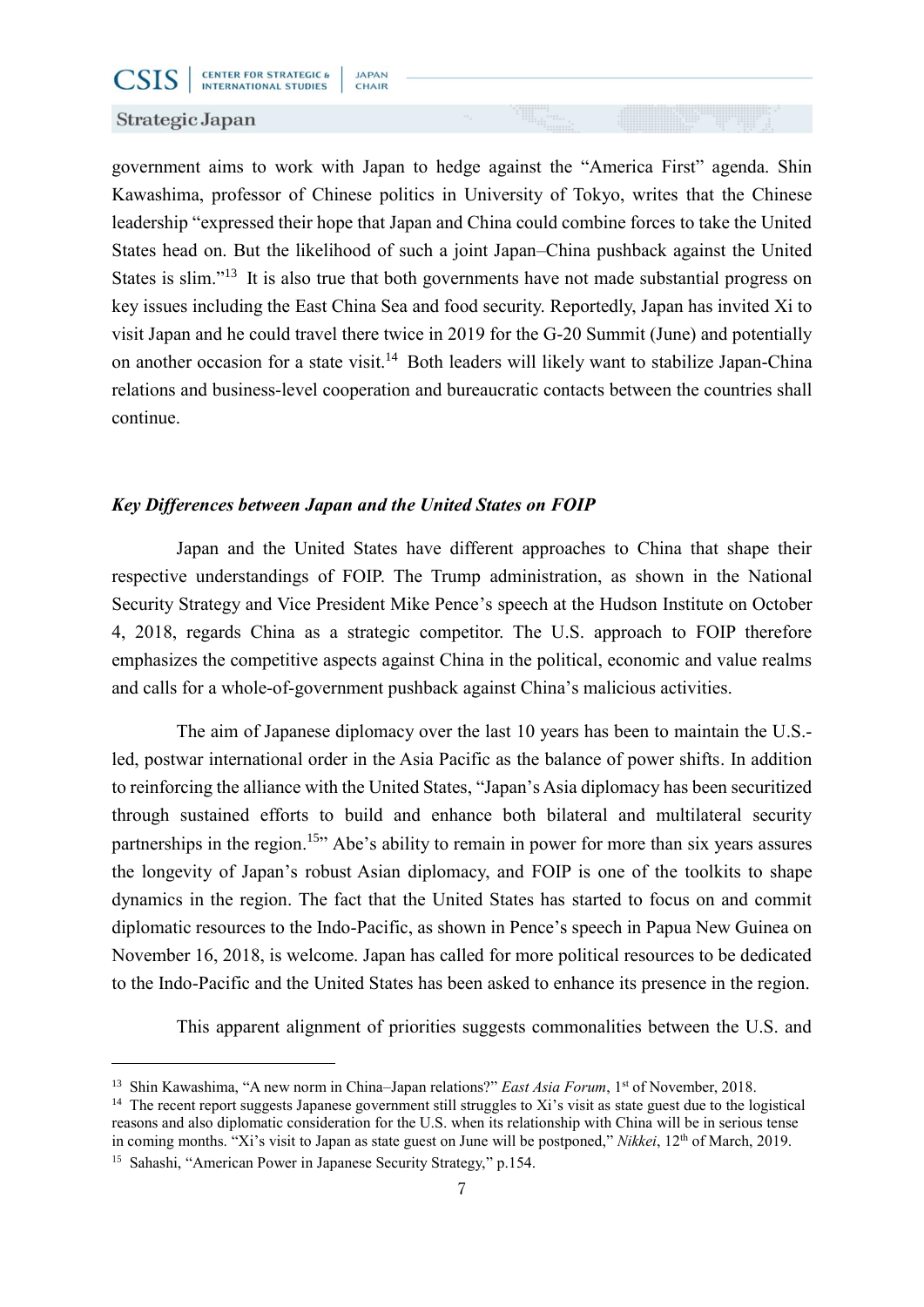government aims to work with Japan to hedge against the "America First" agenda. Shin Kawashima, professor of Chinese politics in University of Tokyo, writes that the Chinese leadership "expressed their hope that Japan and China could combine forces to take the United States head on. But the likelihood of such a joint Japan–China pushback against the United States is slim."[13] It is also true that both governments have not made substantial progress on key issues including the East China Sea and food security. Reportedly, Japan has invited Xi to visit Japan and he could travel there twice in 2019 for the G-20 Summit (June) and potentially on another occasion for a state visit.[14] Both leaders will likely want to stabilize Japan-China relations and business-level cooperation and bureaucratic contacts between the countries shall continue.

### *Key Differences between Japan and the United States on FOIP*

Japan and the United States have different approaches to China that shape their respective understandings of FOIP. The Trump administration, as shown in the National Security Strategy and Vice President Mike Pence's speech at the Hudson Institute on October 4, 2018, regards China as a strategic competitor. The U.S. approach to FOIP therefore emphasizes the competitive aspects against China in the political, economic and value realms and calls for a whole-of-government pushback against China's malicious activities.

The aim of Japanese diplomacy over the last 10 years has been to maintain the U.S.-led, postwar international order in the Asia Pacific as the balance of power shifts. In addition to reinforcing the alliance with the United States, "Japan's Asia diplomacy has been securitized through sustained efforts to build and enhance both bilateral and multilateral security partnerships in the region.[15]" Abe's ability to remain in power for more than six years assures the longevity of Japan's robust Asian diplomacy, and FOIP is one of the toolkits to shape dynamics in the region. The fact that the United States has started to focus on and commit diplomatic resources to the Indo-Pacific, as shown in Pence's speech in Papua New Guinea on November 16, 2018, is welcome. Japan has called for more political resources to be dedicated to the Indo-Pacific and the United States has been asked to enhance its presence in the region.

This apparent alignment of priorities suggests commonalities between the U.S. and

---

[13] Shin Kawashima, "A new norm in China–Japan relations?" *East Asia Forum*, 1st of November, 2018.

[14] The recent report suggests Japanese government still struggles to Xi's visit as state guest due to the logistical reasons and also diplomatic consideration for the U.S. when its relationship with China will be in serious tense in coming months. "Xi's visit to Japan as state guest on June will be postponed," *Nikkei*, 12th of March, 2019.

[15] Sahashi, "American Power in Japanese Security Strategy," p.154.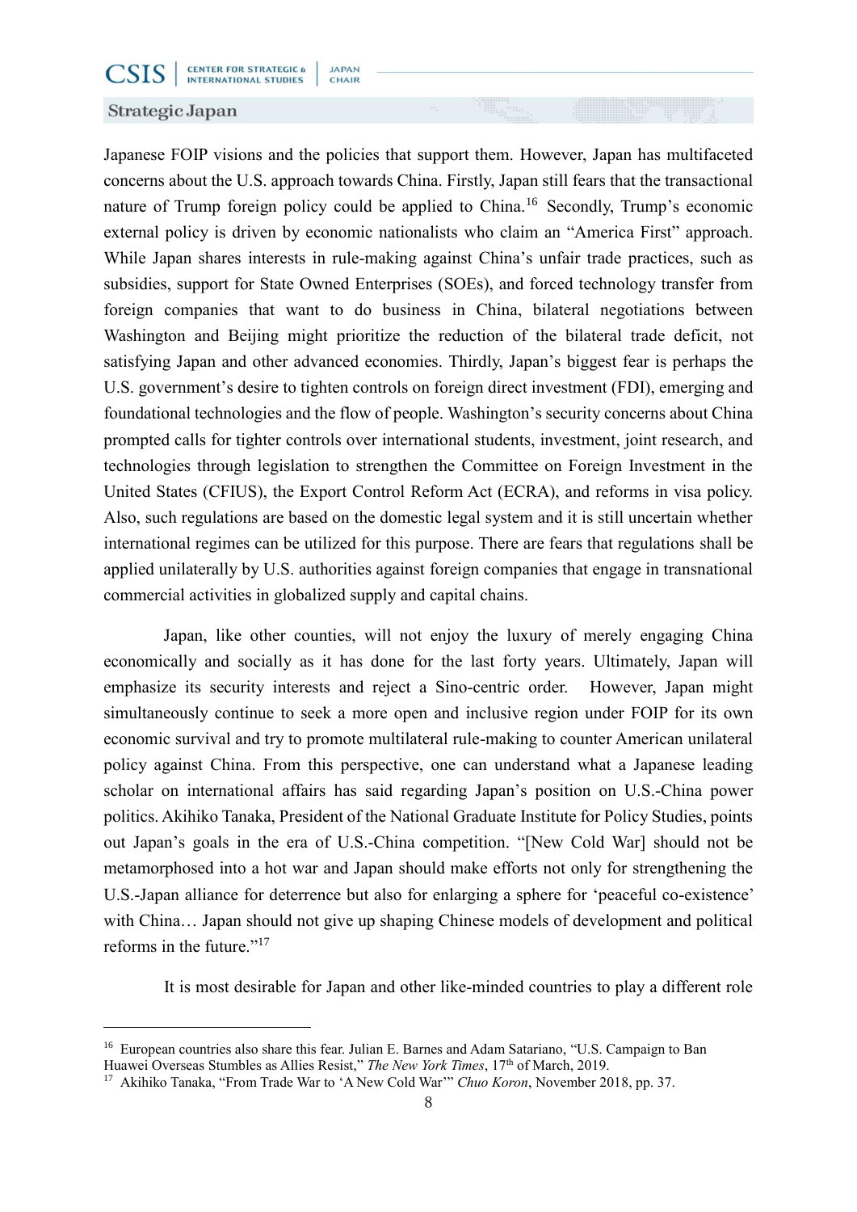Japanese FOIP visions and the policies that support them. However, Japan has multifaceted concerns about the U.S. approach towards China. Firstly, Japan still fears that the transactional nature of Trump foreign policy could be applied to China.[16] Secondly, Trump's economic external policy is driven by economic nationalists who claim an "America First" approach. While Japan shares interests in rule-making against China's unfair trade practices, such as subsidies, support for State Owned Enterprises (SOEs), and forced technology transfer from foreign companies that want to do business in China, bilateral negotiations between Washington and Beijing might prioritize the reduction of the bilateral trade deficit, not satisfying Japan and other advanced economies. Thirdly, Japan's biggest fear is perhaps the U.S. government's desire to tighten controls on foreign direct investment (FDI), emerging and foundational technologies and the flow of people. Washington's security concerns about China prompted calls for tighter controls over international students, investment, joint research, and technologies through legislation to strengthen the Committee on Foreign Investment in the United States (CFIUS), the Export Control Reform Act (ECRA), and reforms in visa policy. Also, such regulations are based on the domestic legal system and it is still uncertain whether international regimes can be utilized for this purpose. There are fears that regulations shall be applied unilaterally by U.S. authorities against foreign companies that engage in transnational commercial activities in globalized supply and capital chains.

Japan, like other counties, will not enjoy the luxury of merely engaging China economically and socially as it has done for the last forty years. Ultimately, Japan will emphasize its security interests and reject a Sino-centric order. However, Japan might simultaneously continue to seek a more open and inclusive region under FOIP for its own economic survival and try to promote multilateral rule-making to counter American unilateral policy against China. From this perspective, one can understand what a Japanese leading scholar on international affairs has said regarding Japan's position on U.S.-China power politics. Akihiko Tanaka, President of the National Graduate Institute for Policy Studies, points out Japan's goals in the era of U.S.-China competition. "[New Cold War] should not be metamorphosed into a hot war and Japan should make efforts not only for strengthening the U.S.-Japan alliance for deterrence but also for enlarging a sphere for 'peaceful co-existence' with China… Japan should not give up shaping Chinese models of development and political reforms in the future."[17]

It is most desirable for Japan and other like-minded countries to play a different role

---

[16] European countries also share this fear. Julian E. Barnes and Adam Satariano, "U.S. Campaign to Ban Huawei Overseas Stumbles as Allies Resist," *The New York Times*, 17th of March, 2019.

[17] Akihiko Tanaka, "From Trade War to 'A New Cold War'" *Chuo Koron*, November 2018, pp. 37.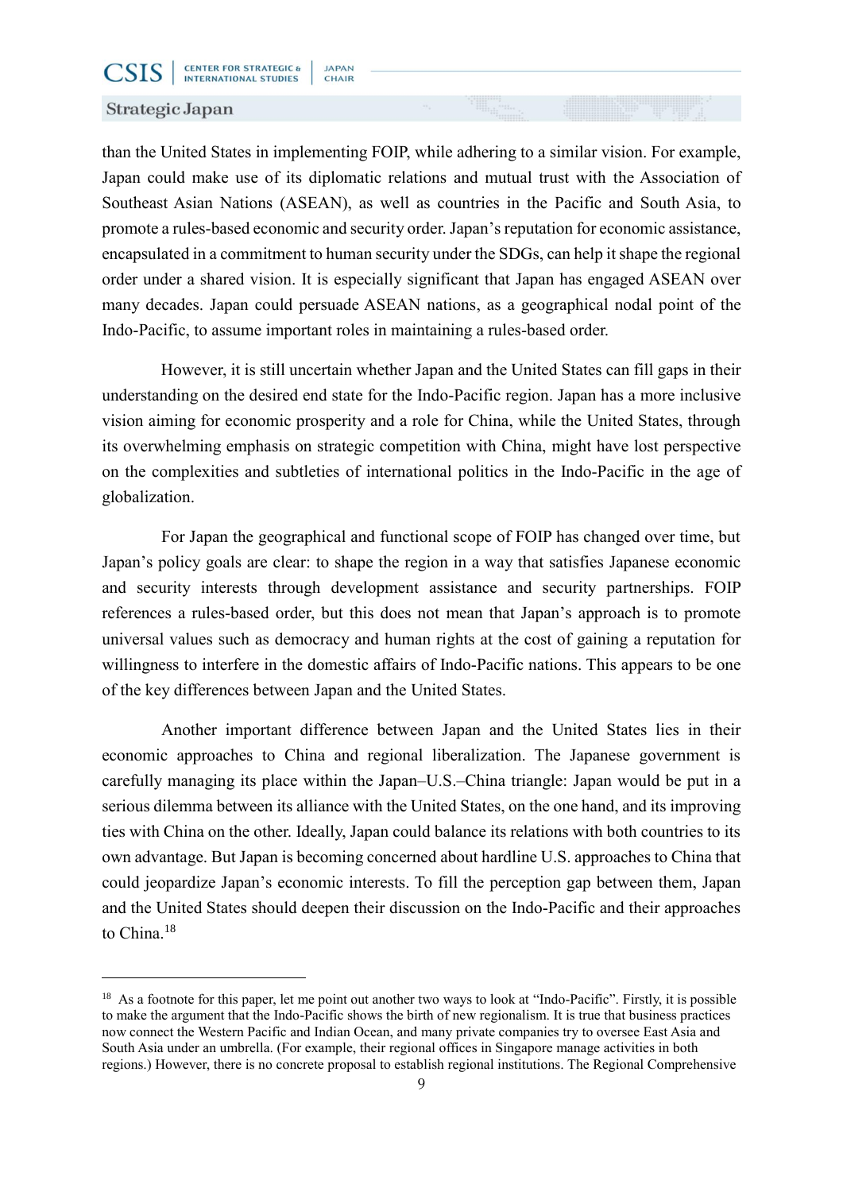than the United States in implementing FOIP, while adhering to a similar vision. For example, Japan could make use of its diplomatic relations and mutual trust with the Association of Southeast Asian Nations (ASEAN), as well as countries in the Pacific and South Asia, to promote a rules-based economic and security order. Japan's reputation for economic assistance, encapsulated in a commitment to human security under the SDGs, can help it shape the regional order under a shared vision. It is especially significant that Japan has engaged ASEAN over many decades. Japan could persuade ASEAN nations, as a geographical nodal point of the Indo-Pacific, to assume important roles in maintaining a rules-based order.

However, it is still uncertain whether Japan and the United States can fill gaps in their understanding on the desired end state for the Indo-Pacific region. Japan has a more inclusive vision aiming for economic prosperity and a role for China, while the United States, through its overwhelming emphasis on strategic competition with China, might have lost perspective on the complexities and subtleties of international politics in the Indo-Pacific in the age of globalization.

For Japan the geographical and functional scope of FOIP has changed over time, but Japan's policy goals are clear: to shape the region in a way that satisfies Japanese economic and security interests through development assistance and security partnerships. FOIP references a rules-based order, but this does not mean that Japan's approach is to promote universal values such as democracy and human rights at the cost of gaining a reputation for willingness to interfere in the domestic affairs of Indo-Pacific nations. This appears to be one of the key differences between Japan and the United States.

Another important difference between Japan and the United States lies in their economic approaches to China and regional liberalization. The Japanese government is carefully managing its place within the Japan–U.S.–China triangle: Japan would be put in a serious dilemma between its alliance with the United States, on the one hand, and its improving ties with China on the other. Ideally, Japan could balance its relations with both countries to its own advantage. But Japan is becoming concerned about hardline U.S. approaches to China that could jeopardize Japan's economic interests. To fill the perception gap between them, Japan and the United States should deepen their discussion on the Indo-Pacific and their approaches to China.[18]

---

[18] As a footnote for this paper, let me point out another two ways to look at "Indo-Pacific". Firstly, it is possible to make the argument that the Indo-Pacific shows the birth of new regionalism. It is true that business practices now connect the Western Pacific and Indian Ocean, and many private companies try to oversee East Asia and South Asia under an umbrella. (For example, their regional offices in Singapore manage activities in both regions.) However, there is no concrete proposal to establish regional institutions. The Regional Comprehensive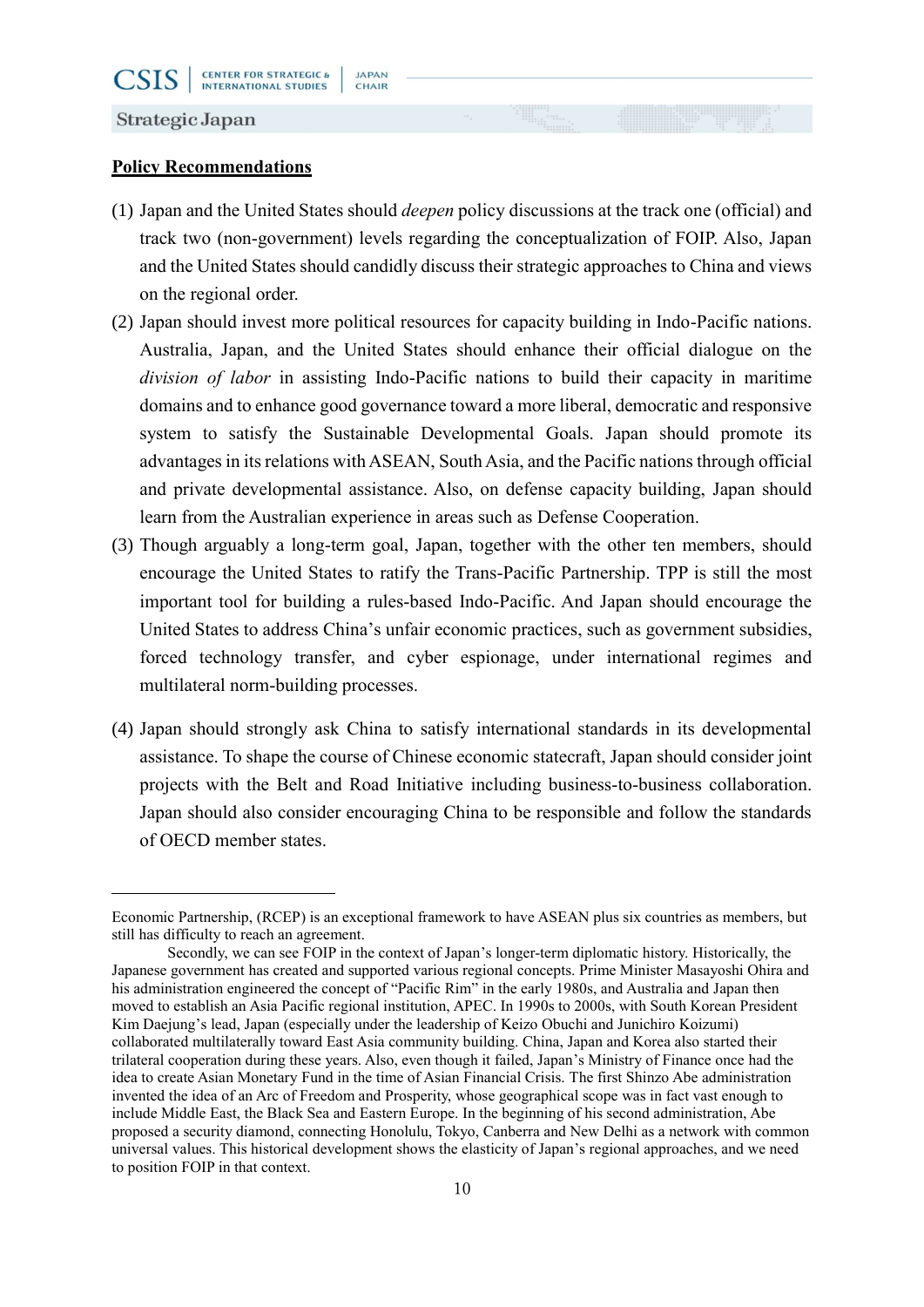**Policy Recommendations**

(1) Japan and the United States should *deepen* policy discussions at the track one (official) and track two (non-government) levels regarding the conceptualization of FOIP. Also, Japan and the United States should candidly discuss their strategic approaches to China and views on the regional order.

(2) Japan should invest more political resources for capacity building in Indo-Pacific nations. Australia, Japan, and the United States should enhance their official dialogue on the *division of labor* in assisting Indo-Pacific nations to build their capacity in maritime domains and to enhance good governance toward a more liberal, democratic and responsive system to satisfy the Sustainable Developmental Goals. Japan should promote its advantages in its relations with ASEAN, South Asia, and the Pacific nations through official and private developmental assistance. Also, on defense capacity building, Japan should learn from the Australian experience in areas such as Defense Cooperation.

(3) Though arguably a long-term goal, Japan, together with the other ten members, should encourage the United States to ratify the Trans-Pacific Partnership. TPP is still the most important tool for building a rules-based Indo-Pacific. And Japan should encourage the United States to address China's unfair economic practices, such as government subsidies, forced technology transfer, and cyber espionage, under international regimes and multilateral norm-building processes.

(4) Japan should strongly ask China to satisfy international standards in its developmental assistance. To shape the course of Chinese economic statecraft, Japan should consider joint projects with the Belt and Road Initiative including business-to-business collaboration. Japan should also consider encouraging China to be responsible and follow the standards of OECD member states.

---

Economic Partnership, (RCEP) is an exceptional framework to have ASEAN plus six countries as members, but still has difficulty to reach an agreement.

Secondly, we can see FOIP in the context of Japan's longer-term diplomatic history. Historically, the Japanese government has created and supported various regional concepts. Prime Minister Masayoshi Ohira and his administration engineered the concept of "Pacific Rim" in the early 1980s, and Australia and Japan then moved to establish an Asia Pacific regional institution, APEC. In 1990s to 2000s, with South Korean President Kim Daejung's lead, Japan (especially under the leadership of Keizo Obuchi and Junichiro Koizumi) collaborated multilaterally toward East Asia community building. China, Japan and Korea also started their trilateral cooperation during these years. Also, even though it failed, Japan's Ministry of Finance once had the idea to create Asian Monetary Fund in the time of Asian Financial Crisis. The first Shinzo Abe administration invented the idea of an Arc of Freedom and Prosperity, whose geographical scope was in fact vast enough to include Middle East, the Black Sea and Eastern Europe. In the beginning of his second administration, Abe proposed a security diamond, connecting Honolulu, Tokyo, Canberra and New Delhi as a network with common universal values. This historical development shows the elasticity of Japan's regional approaches, and we need to position FOIP in that context.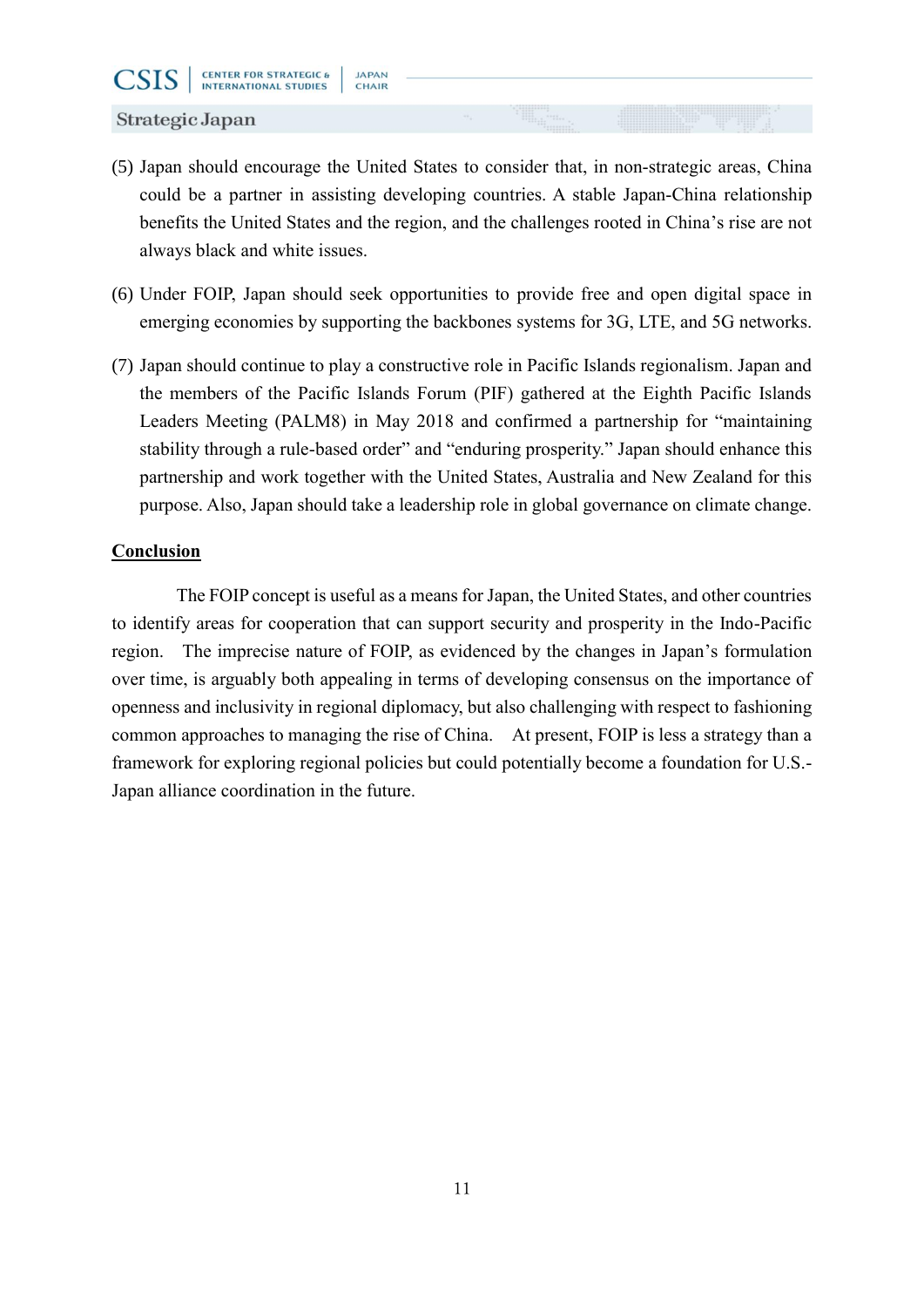(5) Japan should encourage the United States to consider that, in non-strategic areas, China could be a partner in assisting developing countries. A stable Japan-China relationship benefits the United States and the region, and the challenges rooted in China's rise are not always black and white issues.

(6) Under FOIP, Japan should seek opportunities to provide free and open digital space in emerging economies by supporting the backbones systems for 3G, LTE, and 5G networks.

(7) Japan should continue to play a constructive role in Pacific Islands regionalism. Japan and the members of the Pacific Islands Forum (PIF) gathered at the Eighth Pacific Islands Leaders Meeting (PALM8) in May 2018 and confirmed a partnership for "maintaining stability through a rule-based order" and "enduring prosperity." Japan should enhance this partnership and work together with the United States, Australia and New Zealand for this purpose. Also, Japan should take a leadership role in global governance on climate change.

**Conclusion**

The FOIP concept is useful as a means for Japan, the United States, and other countries to identify areas for cooperation that can support security and prosperity in the Indo-Pacific region. The imprecise nature of FOIP, as evidenced by the changes in Japan's formulation over time, is arguably both appealing in terms of developing consensus on the importance of openness and inclusivity in regional diplomacy, but also challenging with respect to fashioning common approaches to managing the rise of China. At present, FOIP is less a strategy than a framework for exploring regional policies but could potentially become a foundation for U.S.-Japan alliance coordination in the future.